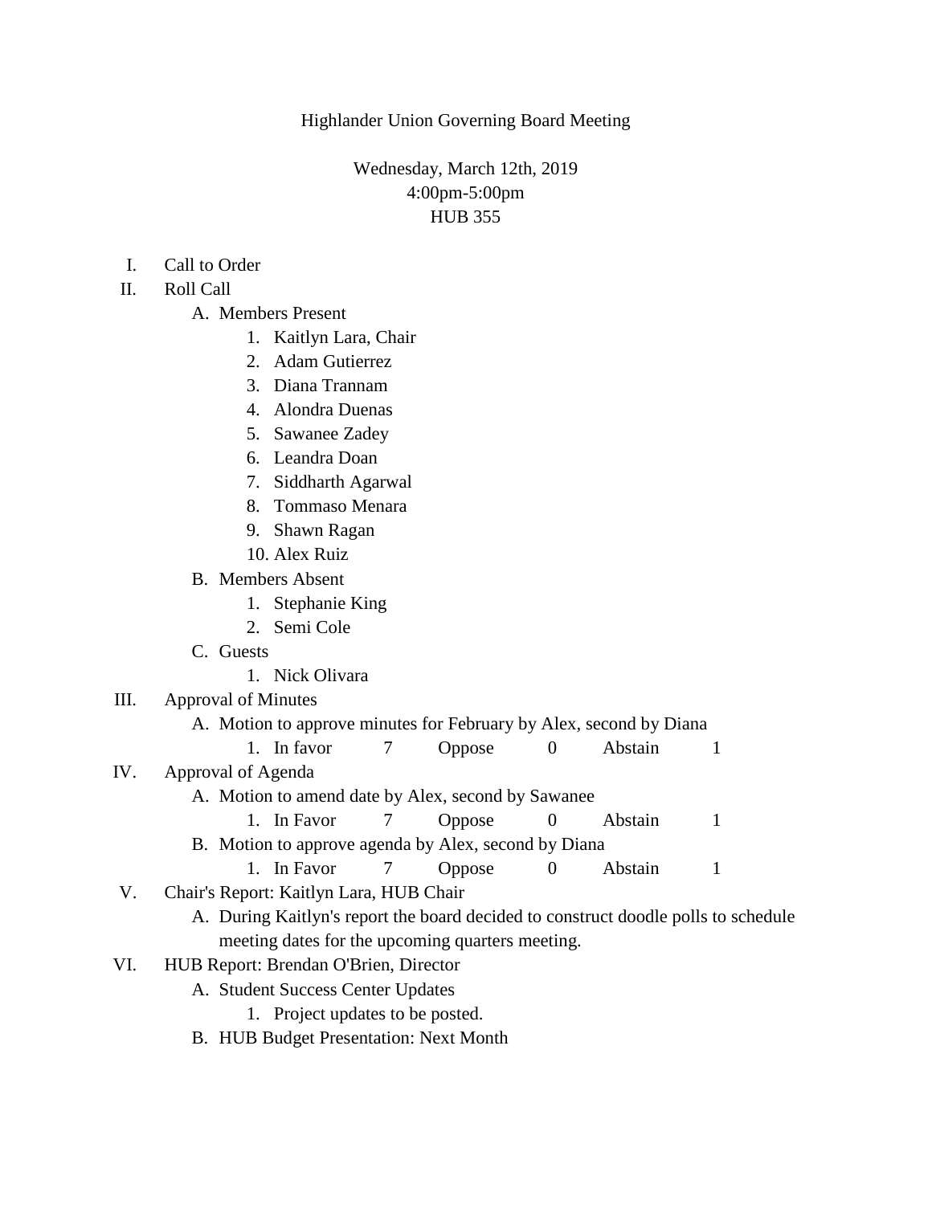Highlander Union Governing Board Meeting

Wednesday, March 12th, 2019
4:00pm-5:00pm
HUB 355

I. Call to Order
II. Roll Call
    A. Members Present
        1. Kaitlyn Lara, Chair
        2. Adam Gutierrez
        3. Diana Trannam
        4. Alondra Duenas
        5. Sawanee Zadey
        6. Leandra Doan
        7. Siddharth Agarwal
        8. Tommaso Menara
        9. Shawn Ragan
        10. Alex Ruiz
    B. Members Absent
        1. Stephanie King
        2. Semi Cole
    C. Guests
        1. Nick Olivara
III. Approval of Minutes
    A. Motion to approve minutes for February by Alex, second by Diana
        1. In favor 7 Oppose 0 Abstain 1
IV. Approval of Agenda
    A. Motion to amend date by Alex, second by Sawanee
        1. In Favor 7 Oppose 0 Abstain 1
    B. Motion to approve agenda by Alex, second by Diana
        1. In Favor 7 Oppose 0 Abstain 1
V. Chair's Report: Kaitlyn Lara, HUB Chair
    A. During Kaitlyn's report the board decided to construct doodle polls to schedule meeting dates for the upcoming quarters meeting.
VI. HUB Report: Brendan O'Brien, Director
    A. Student Success Center Updates
        1. Project updates to be posted.
    B. HUB Budget Presentation: Next Month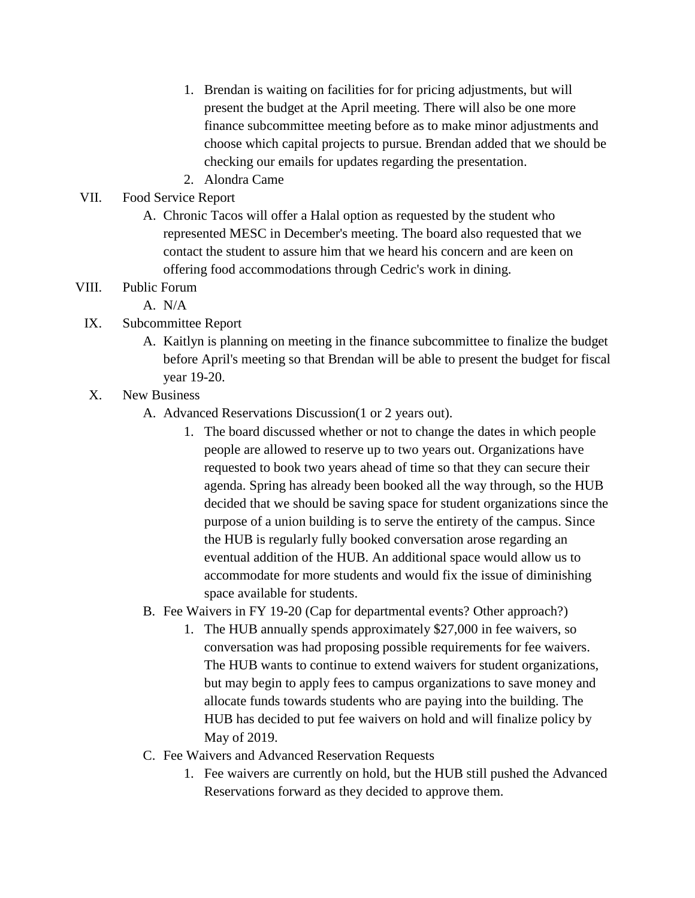1. Brendan is waiting on facilities for for pricing adjustments, but will present the budget at the April meeting. There will also be one more finance subcommittee meeting before as to make minor adjustments and choose which capital projects to pursue. Brendan added that we should be checking our emails for updates regarding the presentation.
2. Alondra Came

VII. Food Service Report

A. Chronic Tacos will offer a Halal option as requested by the student who represented MESC in December's meeting. The board also requested that we contact the student to assure him that we heard his concern and are keen on offering food accommodations through Cedric's work in dining.

VIII. Public Forum

A. N/A

IX. Subcommittee Report

A. Kaitlyn is planning on meeting in the finance subcommittee to finalize the budget before April's meeting so that Brendan will be able to present the budget for fiscal year 19-20.

X. New Business

A. Advanced Reservations Discussion(1 or 2 years out).

1. The board discussed whether or not to change the dates in which people people are allowed to reserve up to two years out. Organizations have requested to book two years ahead of time so that they can secure their agenda. Spring has already been booked all the way through, so the HUB decided that we should be saving space for student organizations since the purpose of a union building is to serve the entirety of the campus. Since the HUB is regularly fully booked conversation arose regarding an eventual addition of the HUB. An additional space would allow us to accommodate for more students and would fix the issue of diminishing space available for students.

B. Fee Waivers in FY 19-20 (Cap for departmental events? Other approach?)

1. The HUB annually spends approximately $27,000 in fee waivers, so conversation was had proposing possible requirements for fee waivers. The HUB wants to continue to extend waivers for student organizations, but may begin to apply fees to campus organizations to save money and allocate funds towards students who are paying into the building. The HUB has decided to put fee waivers on hold and will finalize policy by May of 2019.

C. Fee Waivers and Advanced Reservation Requests

1. Fee waivers are currently on hold, but the HUB still pushed the Advanced Reservations forward as they decided to approve them.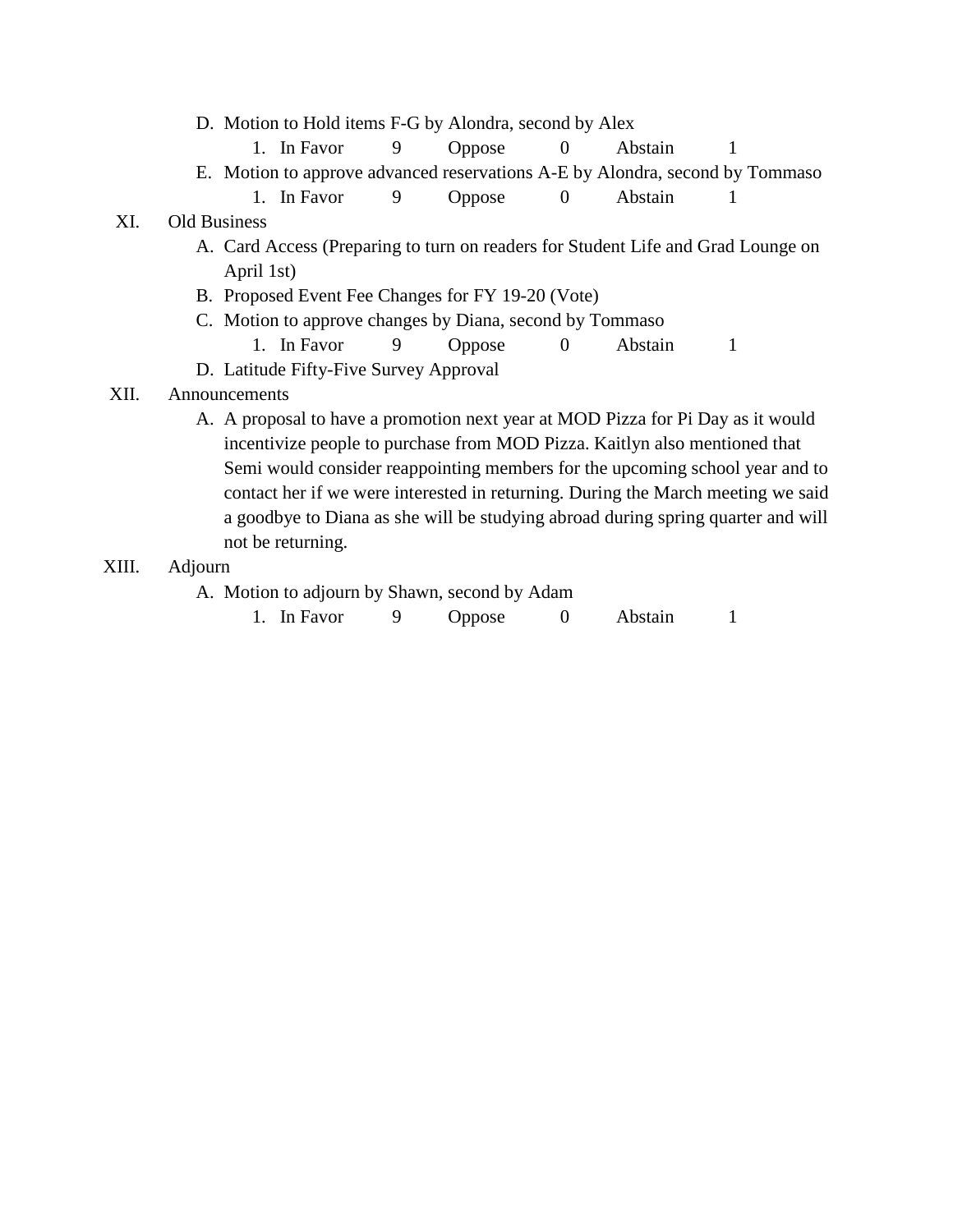D. Motion to Hold items F-G by Alondra, second by Alex
   1. In Favor 9 Oppose 0 Abstain 1

E. Motion to approve advanced reservations A-E by Alondra, second by Tommaso
   1. In Favor 9 Oppose 0 Abstain 1

XI. Old Business

A. Card Access (Preparing to turn on readers for Student Life and Grad Lounge on April 1st)

B. Proposed Event Fee Changes for FY 19-20 (Vote)

C. Motion to approve changes by Diana, second by Tommaso
   1. In Favor 9 Oppose 0 Abstain 1

D. Latitude Fifty-Five Survey Approval

XII. Announcements

A. A proposal to have a promotion next year at MOD Pizza for Pi Day as it would incentivize people to purchase from MOD Pizza. Kaitlyn also mentioned that Semi would consider reappointing members for the upcoming school year and to contact her if we were interested in returning. During the March meeting we said a goodbye to Diana as she will be studying abroad during spring quarter and will not be returning.

XIII. Adjourn

A. Motion to adjourn by Shawn, second by Adam
   1. In Favor 9 Oppose 0 Abstain 1